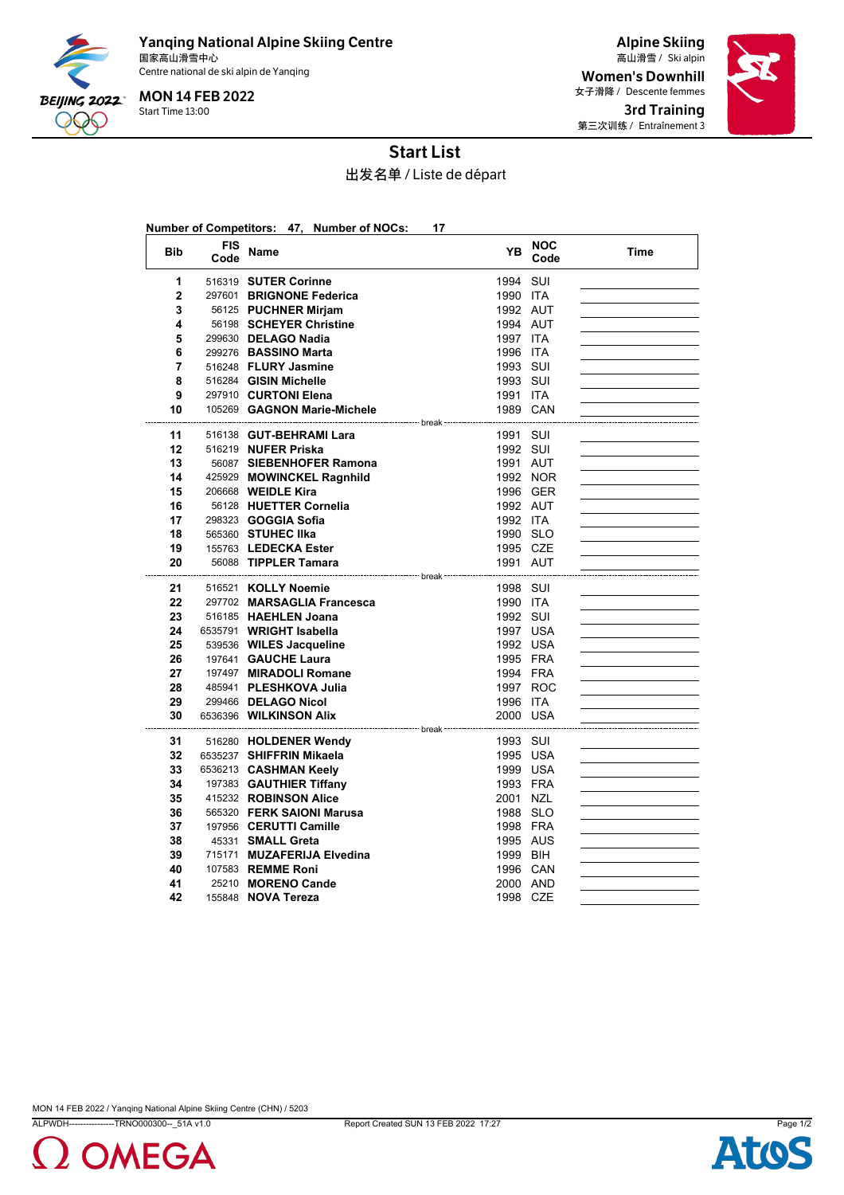**Yanqing National Alpine Skiing Centre**
国家高山滑雪中心
Centre national de ski alpin de Yanqing

**MON 14 FEB 2022**
Start Time 13:00

**Alpine Skiing**
高山滑雪 / Ski alpin

**Women's Downhill**
女子滑降 / Descente femmes

**3rd Training**
第三次训练 / Entraînement 3

# Start List

出发名单 / Liste de départ

**Number of Competitors: 47, Number of NOCs: 17**

| Bib | FIS Code | Name | YB | NOC Code | Time |
|---|---|---|---|---|---|
| 1 | 516319 | **SUTER Corinne** | 1994 | SUI | |
| 2 | 297601 | **BRIGNONE Federica** | 1990 | ITA | |
| 3 | 56125 | **PUCHNER Mirjam** | 1992 | AUT | |
| 4 | 56198 | **SCHEYER Christine** | 1994 | AUT | |
| 5 | 299630 | **DELAGO Nadia** | 1997 | ITA | |
| 6 | 299276 | **BASSINO Marta** | 1996 | ITA | |
| 7 | 516248 | **FLURY Jasmine** | 1993 | SUI | |
| 8 | 516284 | **GISIN Michelle** | 1993 | SUI | |
| 9 | 297910 | **CURTONI Elena** | 1991 | ITA | |
| 10 | 105269 | **GAGNON Marie-Michele** | 1989 | CAN | |
| | | break | | | |
| 11 | 516138 | **GUT-BEHRAMI Lara** | 1991 | SUI | |
| 12 | 516219 | **NUFER Priska** | 1992 | SUI | |
| 13 | 56087 | **SIEBENHOFER Ramona** | 1991 | AUT | |
| 14 | 425929 | **MOWINCKEL Ragnhild** | 1992 | NOR | |
| 15 | 206668 | **WEIDLE Kira** | 1996 | GER | |
| 16 | 56128 | **HUETTER Cornelia** | 1992 | AUT | |
| 17 | 298323 | **GOGGIA Sofia** | 1992 | ITA | |
| 18 | 565360 | **STUHEC Ilka** | 1990 | SLO | |
| 19 | 155763 | **LEDECKA Ester** | 1995 | CZE | |
| 20 | 56088 | **TIPPLER Tamara** | 1991 | AUT | |
| | | break | | | |
| 21 | 516521 | **KOLLY Noemie** | 1998 | SUI | |
| 22 | 297702 | **MARSAGLIA Francesca** | 1990 | ITA | |
| 23 | 516185 | **HAEHLEN Joana** | 1992 | SUI | |
| 24 | 6535791 | **WRIGHT Isabella** | 1997 | USA | |
| 25 | 539536 | **WILES Jacqueline** | 1992 | USA | |
| 26 | 197641 | **GAUCHE Laura** | 1995 | FRA | |
| 27 | 197497 | **MIRADOLI Romane** | 1994 | FRA | |
| 28 | 485941 | **PLESHKOVA Julia** | 1997 | ROC | |
| 29 | 299466 | **DELAGO Nicol** | 1996 | ITA | |
| 30 | 6536396 | **WILKINSON Alix** | 2000 | USA | |
| | | break | | | |
| 31 | 516280 | **HOLDENER Wendy** | 1993 | SUI | |
| 32 | 6535237 | **SHIFFRIN Mikaela** | 1995 | USA | |
| 33 | 6536213 | **CASHMAN Keely** | 1999 | USA | |
| 34 | 197383 | **GAUTHIER Tiffany** | 1993 | FRA | |
| 35 | 415232 | **ROBINSON Alice** | 2001 | NZL | |
| 36 | 565320 | **FERK SAIONI Marusa** | 1988 | SLO | |
| 37 | 197956 | **CERUTTI Camille** | 1998 | FRA | |
| 38 | 45331 | **SMALL Greta** | 1995 | AUS | |
| 39 | 715171 | **MUZAFERIJA Elvedina** | 1999 | BIH | |
| 40 | 107583 | **REMME Roni** | 1996 | CAN | |
| 41 | 25210 | **MORENO Cande** | 2000 | AND | |
| 42 | 155848 | **NOVA Tereza** | 1998 | CZE | |

MON 14 FEB 2022 / Yanqing National Alpine Skiing Centre (CHN) / 5203

ALPWDH----------------TRNO000300--_51A v1.0 Report Created SUN 13 FEB 2022 17:27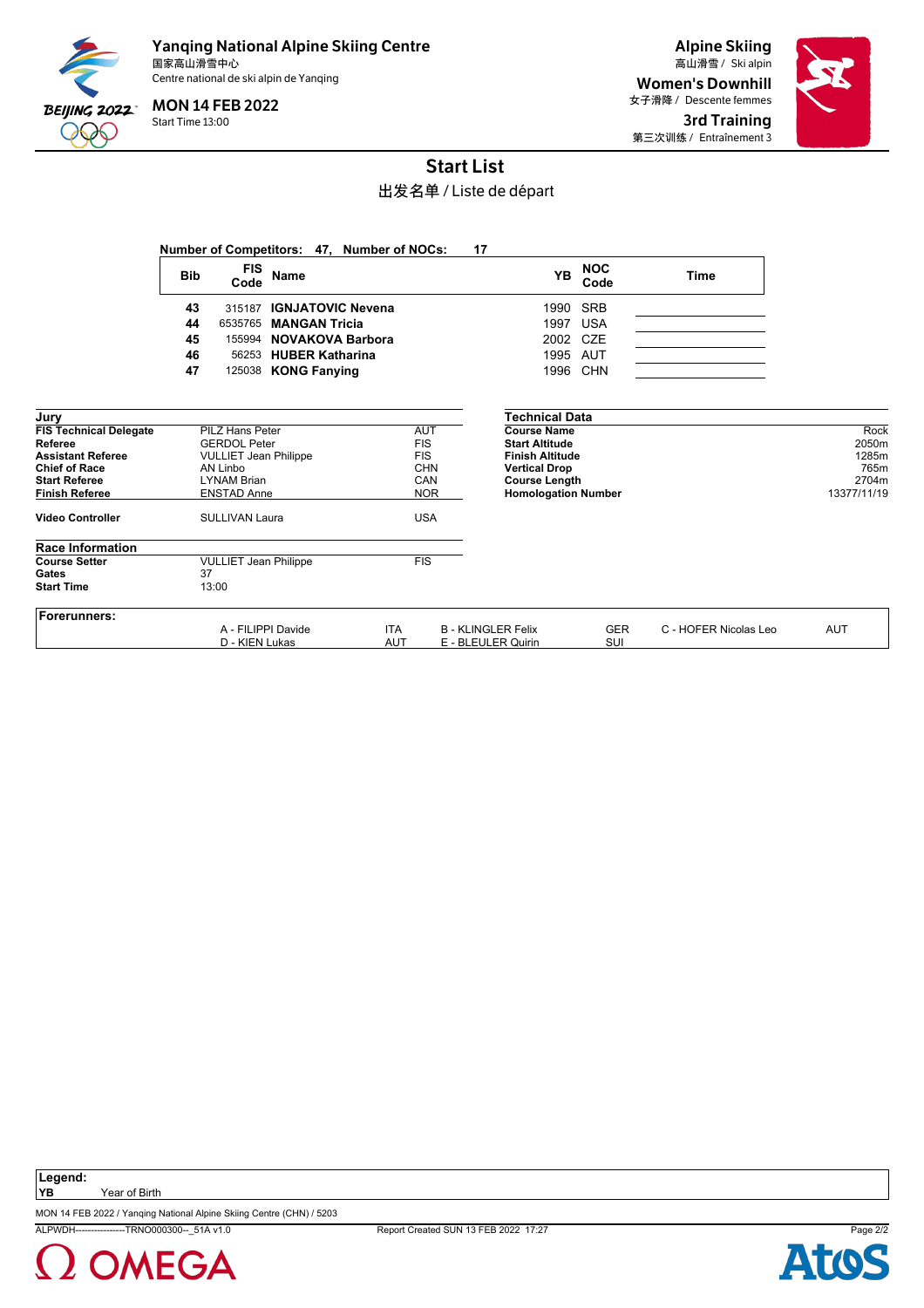Yanqing National Alpine Skiing Centre
国家高山滑雪中心
Centre national de ski alpin de Yanqing

MON 14 FEB 2022
Start Time 13:00

Alpine Skiing
高山滑雪 / Ski alpin

Women's Downhill
女子滑降 / Descente femmes

3rd Training
第三次训练 / Entraînement 3

# Start List

出发名单 / Liste de départ

**Number of Competitors: 47, Number of NOCs: 17**

| Bib | FIS Code | Name | YB | NOC Code | Time |
|---|---|---|---|---|---|
| 43 | 315187 | **IGNJATOVIC Nevena** | 1990 | SRB | |
| 44 | 6535765 | **MANGAN Tricia** | 1997 | USA | |
| 45 | 155994 | **NOVAKOVA Barbora** | 2002 | CZE | |
| 46 | 56253 | **HUBER Katharina** | 1995 | AUT | |
| 47 | 125038 | **KONG Fanying** | 1996 | CHN | |

**Jury**

| | | |
|---|---|---|
| **FIS Technical Delegate** | PILZ Hans Peter | AUT |
| **Referee** | GERDOL Peter | FIS |
| **Assistant Referee** | VULLIET Jean Philippe | FIS |
| **Chief of Race** | AN Linbo | CHN |
| **Start Referee** | LYNAM Brian | CAN |
| **Finish Referee** | ENSTAD Anne | NOR |
| **Video Controller** | SULLIVAN Laura | USA |

**Technical Data**

| | |
|---|---|
| **Course Name** | Rock |
| **Start Altitude** | 2050m |
| **Finish Altitude** | 1285m |
| **Vertical Drop** | 765m |
| **Course Length** | 2704m |
| **Homologation Number** | 13377/11/19 |

**Race Information**

| | | |
|---|---|---|
| **Course Setter** | VULLIET Jean Philippe | FIS |
| **Gates** | 37 | |
| **Start Time** | 13:00 | |

**Forerunners:**

| | | | | | |
|---|---|---|---|---|---|
| A - FILIPPI Davide | ITA | B - KLINGLER Felix | GER | C - HOFER Nicolas Leo | AUT |
| D - KIEN Lukas | AUT | E - BLEULER Quirin | SUI | | |

**Legend:**
**YB** Year of Birth

MON 14 FEB 2022 / Yanqing National Alpine Skiing Centre (CHN) / 5203
ALPWDH----------------TRNO000300--_51A v1.0 Report Created SUN 13 FEB 2022 17:27